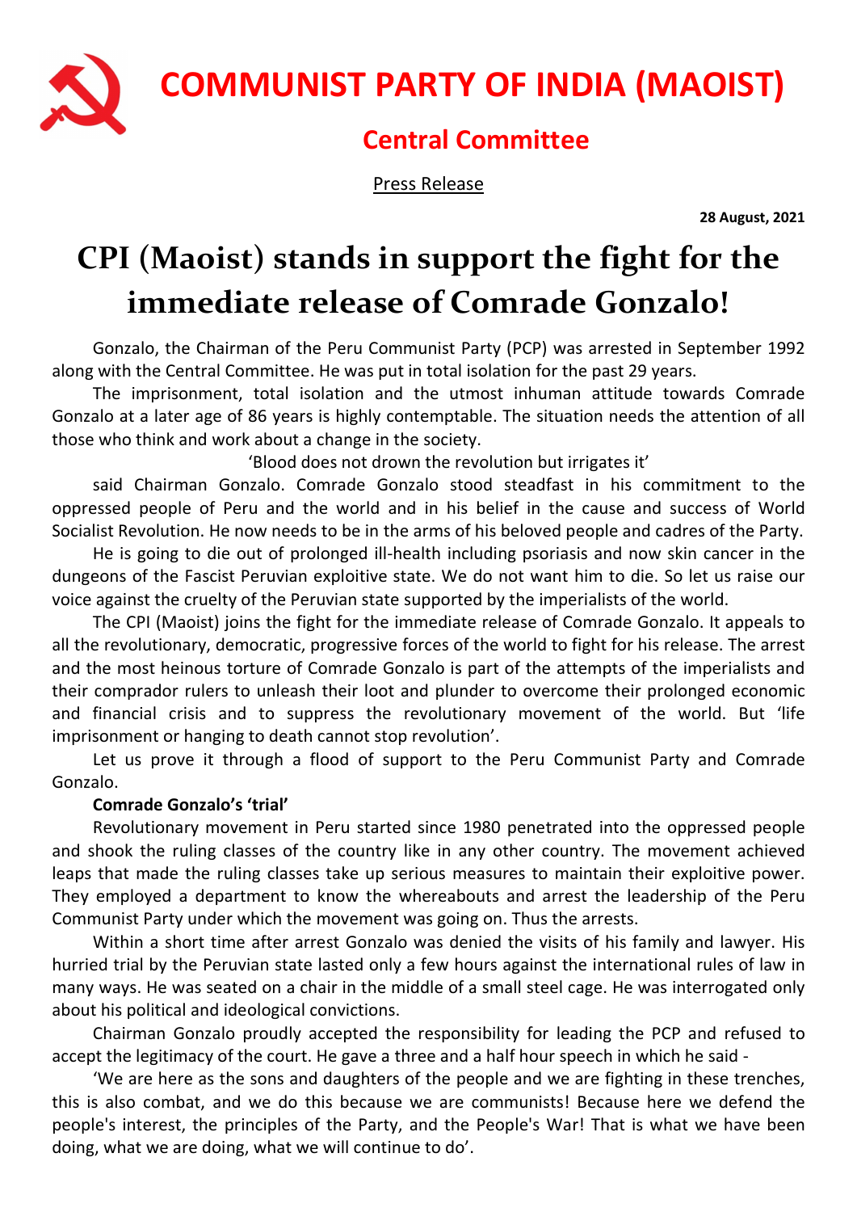# COMMUNIST PARTY OF INDIA (MAOIST)

## Central Committee

Press Release

**28 August, 2021**

# CPI (Maoist) stands in support the fight for the immediate release of Comrade Gonzalo!

Gonzalo, the Chairman of the Peru Communist Party (PCP) was arrested in September 1992 along with the Central Committee. He was put in total isolation for the past 29 years.

The imprisonment, total isolation and the utmost inhuman attitude towards Comrade Gonzalo at a later age of 86 years is highly contemptable. The situation needs the attention of all those who think and work about a change in the society.

'Blood does not drown the revolution but irrigates it'

said Chairman Gonzalo. Comrade Gonzalo stood steadfast in his commitment to the oppressed people of Peru and the world and in his belief in the cause and success of World Socialist Revolution. He now needs to be in the arms of his beloved people and cadres of the Party.

He is going to die out of prolonged ill-health including psoriasis and now skin cancer in the dungeons of the Fascist Peruvian exploitive state. We do not want him to die. So let us raise our voice against the cruelty of the Peruvian state supported by the imperialists of the world.

The CPI (Maoist) joins the fight for the immediate release of Comrade Gonzalo. It appeals to all the revolutionary, democratic, progressive forces of the world to fight for his release. The arrest and the most heinous torture of Comrade Gonzalo is part of the attempts of the imperialists and their comprador rulers to unleash their loot and plunder to overcome their prolonged economic and financial crisis and to suppress the revolutionary movement of the world. But 'life imprisonment or hanging to death cannot stop revolution'.

Let us prove it through a flood of support to the Peru Communist Party and Comrade Gonzalo.

**Comrade Gonzalo's 'trial'**

Revolutionary movement in Peru started since 1980 penetrated into the oppressed people and shook the ruling classes of the country like in any other country. The movement achieved leaps that made the ruling classes take up serious measures to maintain their exploitive power. They employed a department to know the whereabouts and arrest the leadership of the Peru Communist Party under which the movement was going on. Thus the arrests.

Within a short time after arrest Gonzalo was denied the visits of his family and lawyer. His hurried trial by the Peruvian state lasted only a few hours against the international rules of law in many ways. He was seated on a chair in the middle of a small steel cage. He was interrogated only about his political and ideological convictions.

Chairman Gonzalo proudly accepted the responsibility for leading the PCP and refused to accept the legitimacy of the court. He gave a three and a half hour speech in which he said -

'We are here as the sons and daughters of the people and we are fighting in these trenches, this is also combat, and we do this because we are communists! Because here we defend the people's interest, the principles of the Party, and the People's War! That is what we have been doing, what we are doing, what we will continue to do'.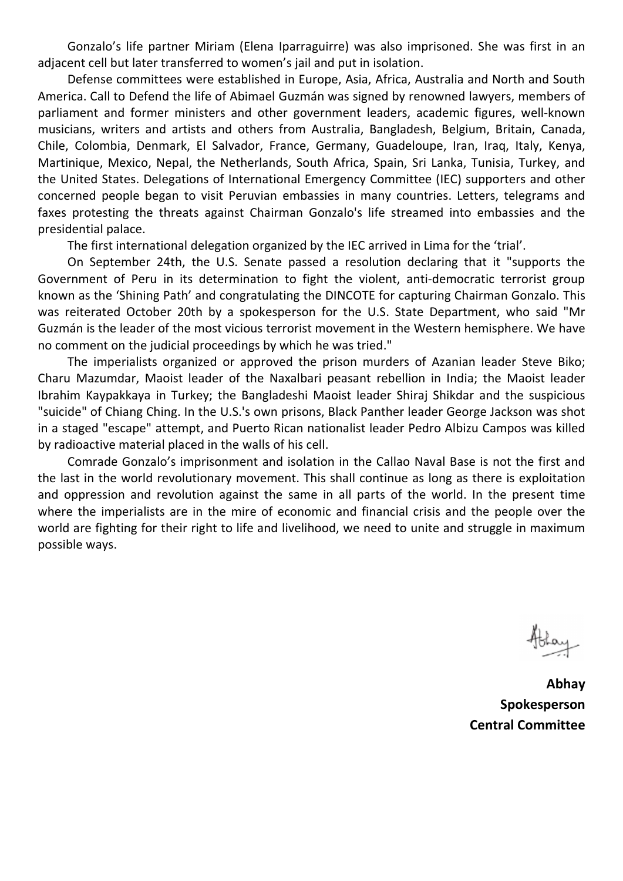Gonzalo's life partner Miriam (Elena Iparraguirre) was also imprisoned. She was first in an adjacent cell but later transferred to women's jail and put in isolation.

Defense committees were established in Europe, Asia, Africa, Australia and North and South America. Call to Defend the life of Abimael Guzmán was signed by renowned lawyers, members of parliament and former ministers and other government leaders, academic figures, well-known musicians, writers and artists and others from Australia, Bangladesh, Belgium, Britain, Canada, Chile, Colombia, Denmark, El Salvador, France, Germany, Guadeloupe, Iran, Iraq, Italy, Kenya, Martinique, Mexico, Nepal, the Netherlands, South Africa, Spain, Sri Lanka, Tunisia, Turkey, and the United States. Delegations of International Emergency Committee (IEC) supporters and other concerned people began to visit Peruvian embassies in many countries. Letters, telegrams and faxes protesting the threats against Chairman Gonzalo's life streamed into embassies and the presidential palace.

The first international delegation organized by the IEC arrived in Lima for the 'trial'.

On September 24th, the U.S. Senate passed a resolution declaring that it "supports the Government of Peru in its determination to fight the violent, anti-democratic terrorist group known as the 'Shining Path' and congratulating the DINCOTE for capturing Chairman Gonzalo. This was reiterated October 20th by a spokesperson for the U.S. State Department, who said "Mr Guzmán is the leader of the most vicious terrorist movement in the Western hemisphere. We have no comment on the judicial proceedings by which he was tried."

The imperialists organized or approved the prison murders of Azanian leader Steve Biko; Charu Mazumdar, Maoist leader of the Naxalbari peasant rebellion in India; the Maoist leader Ibrahim Kaypakkaya in Turkey; the Bangladeshi Maoist leader Shiraj Shikdar and the suspicious "suicide" of Chiang Ching. In the U.S.'s own prisons, Black Panther leader George Jackson was shot in a staged "escape" attempt, and Puerto Rican nationalist leader Pedro Albizu Campos was killed by radioactive material placed in the walls of his cell.

Comrade Gonzalo's imprisonment and isolation in the Callao Naval Base is not the first and the last in the world revolutionary movement. This shall continue as long as there is exploitation and oppression and revolution against the same in all parts of the world. In the present time where the imperialists are in the mire of economic and financial crisis and the people over the world are fighting for their right to life and livelihood, we need to unite and struggle in maximum possible ways.

Abhay

**Abhay**
**Spokesperson**
**Central Committee**